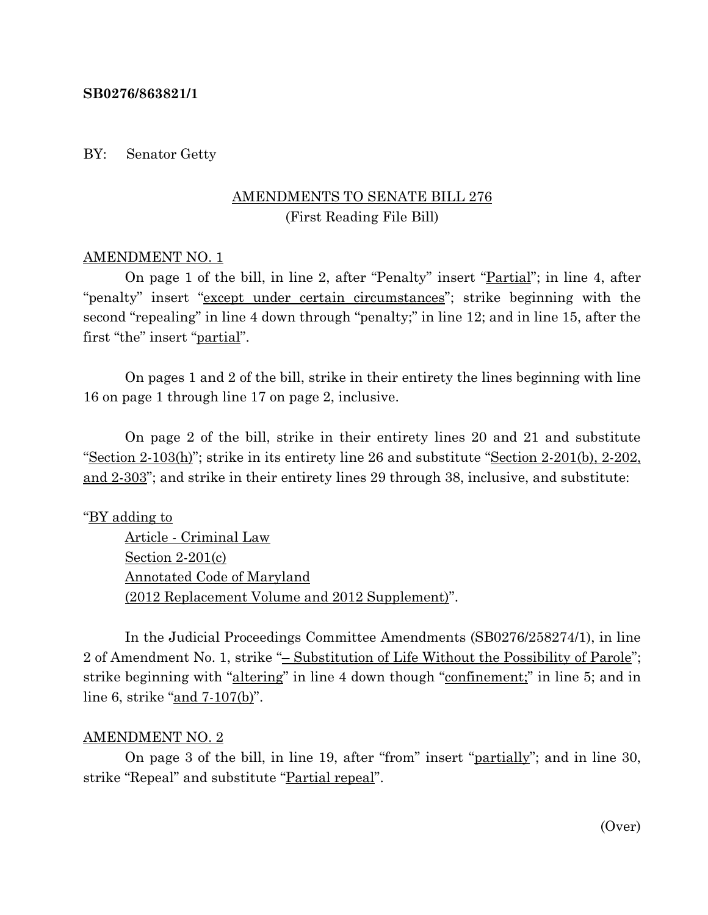**SB0276/863821/1**

BY: Senator Getty

AMENDMENTS TO SENATE BILL 276
(First Reading File Bill)

AMENDMENT NO. 1

On page 1 of the bill, in line 2, after "Penalty" insert "Partial"; in line 4, after "penalty" insert "except under certain circumstances"; strike beginning with the second "repealing" in line 4 down through "penalty;" in line 12; and in line 15, after the first "the" insert "partial".

On pages 1 and 2 of the bill, strike in their entirety the lines beginning with line 16 on page 1 through line 17 on page 2, inclusive.

On page 2 of the bill, strike in their entirety lines 20 and 21 and substitute "Section 2-103(h)"; strike in its entirety line 26 and substitute "Section 2-201(b), 2-202, and 2-303"; and strike in their entirety lines 29 through 38, inclusive, and substitute:

"BY adding to
Article - Criminal Law
Section 2-201(c)
Annotated Code of Maryland
(2012 Replacement Volume and 2012 Supplement)".

In the Judicial Proceedings Committee Amendments (SB0276/258274/1), in line 2 of Amendment No. 1, strike "– Substitution of Life Without the Possibility of Parole"; strike beginning with "altering" in line 4 down though "confinement;" in line 5; and in line 6, strike "and 7-107(b)".

AMENDMENT NO. 2

On page 3 of the bill, in line 19, after "from" insert "partially"; and in line 30, strike "Repeal" and substitute "Partial repeal".

(Over)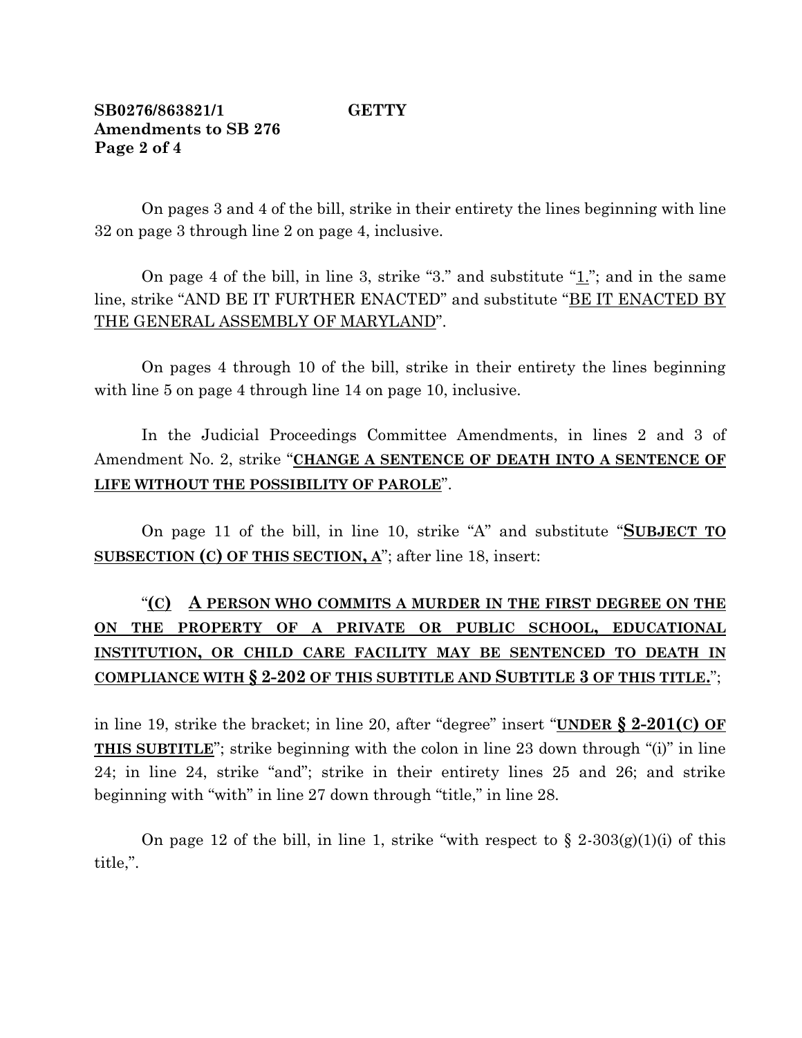On pages 3 and 4 of the bill, strike in their entirety the lines beginning with line 32 on page 3 through line 2 on page 4, inclusive.

On page 4 of the bill, in line 3, strike "3." and substitute "<u>1.</u>"; and in the same line, strike "AND BE IT FURTHER ENACTED" and substitute "<u>BE IT ENACTED BY THE GENERAL ASSEMBLY OF MARYLAND</u>".

On pages 4 through 10 of the bill, strike in their entirety the lines beginning with line 5 on page 4 through line 14 on page 10, inclusive.

In the Judicial Proceedings Committee Amendments, in lines 2 and 3 of Amendment No. 2, strike "<u>**CHANGE A SENTENCE OF DEATH INTO A SENTENCE OF LIFE WITHOUT THE POSSIBILITY OF PAROLE**</u>".

On page 11 of the bill, in line 10, strike "A" and substitute "<u>**SUBJECT TO SUBSECTION (C) OF THIS SECTION, A**</u>"; after line 18, insert:

"<u>**(C)**</u> <u>**A PERSON WHO COMMITS A MURDER IN THE FIRST DEGREE ON THE ON THE PROPERTY OF A PRIVATE OR PUBLIC SCHOOL, EDUCATIONAL INSTITUTION, OR CHILD CARE FACILITY MAY BE SENTENCED TO DEATH IN COMPLIANCE WITH § 2-202 OF THIS SUBTITLE AND SUBTITLE 3 OF THIS TITLE.**</u>";

in line 19, strike the bracket; in line 20, after "degree" insert "<u>**UNDER § 2-201(C) OF THIS SUBTITLE**</u>"; strike beginning with the colon in line 23 down through "(i)" in line 24; in line 24, strike "and"; strike in their entirety lines 25 and 26; and strike beginning with "with" in line 27 down through "title," in line 28.

On page 12 of the bill, in line 1, strike "with respect to § 2-303(g)(1)(i) of this title,".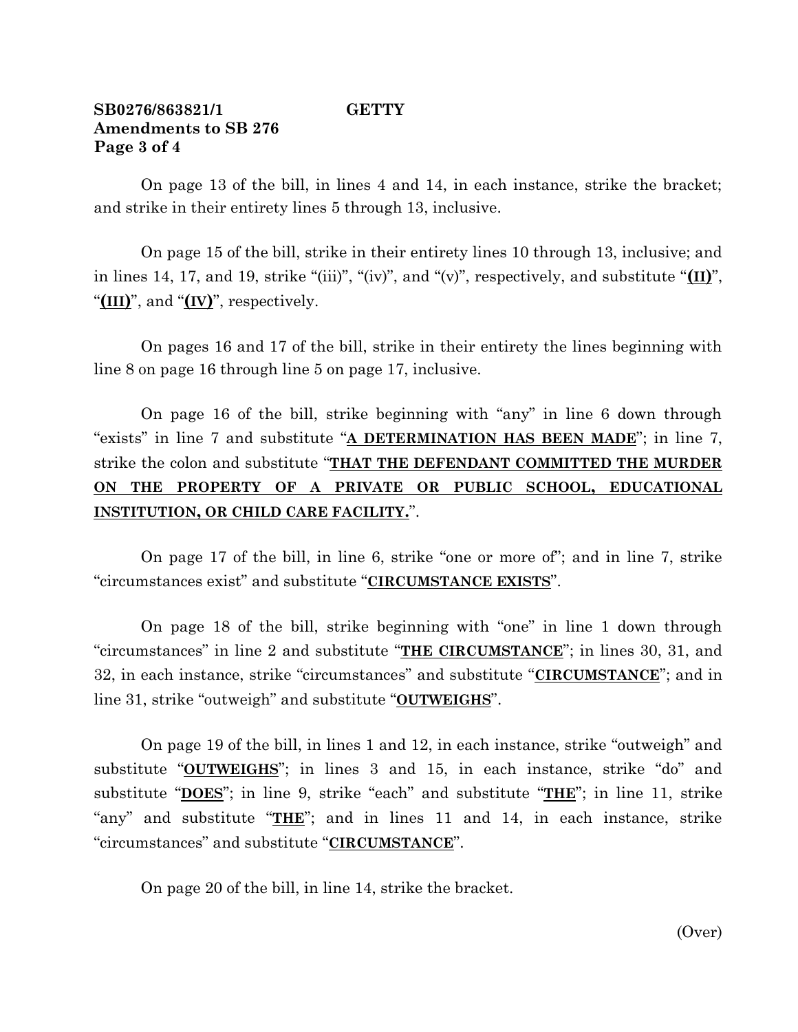On page 13 of the bill, in lines 4 and 14, in each instance, strike the bracket; and strike in their entirety lines 5 through 13, inclusive.

On page 15 of the bill, strike in their entirety lines 10 through 13, inclusive; and in lines 14, 17, and 19, strike "(iii)", "(iv)", and "(v)", respectively, and substitute "**<u>(II)</u>**", "**<u>(III)</u>**", and "**<u>(IV)</u>**", respectively.

On pages 16 and 17 of the bill, strike in their entirety the lines beginning with line 8 on page 16 through line 5 on page 17, inclusive.

On page 16 of the bill, strike beginning with "any" in line 6 down through "exists" in line 7 and substitute "**<u>A DETERMINATION HAS BEEN MADE</u>**"; in line 7, strike the colon and substitute "**<u>THAT THE DEFENDANT COMMITTED THE MURDER ON THE PROPERTY OF A PRIVATE OR PUBLIC SCHOOL, EDUCATIONAL INSTITUTION, OR CHILD CARE FACILITY.</u>**".

On page 17 of the bill, in line 6, strike "one or more of"; and in line 7, strike "circumstances exist" and substitute "**<u>CIRCUMSTANCE EXISTS</u>**".

On page 18 of the bill, strike beginning with "one" in line 1 down through "circumstances" in line 2 and substitute "**<u>THE CIRCUMSTANCE</u>**"; in lines 30, 31, and 32, in each instance, strike "circumstances" and substitute "**<u>CIRCUMSTANCE</u>**"; and in line 31, strike "outweigh" and substitute "**<u>OUTWEIGHS</u>**".

On page 19 of the bill, in lines 1 and 12, in each instance, strike "outweigh" and substitute "**<u>OUTWEIGHS</u>**"; in lines 3 and 15, in each instance, strike "do" and substitute "**<u>DOES</u>**"; in line 9, strike "each" and substitute "**<u>THE</u>**"; in line 11, strike "any" and substitute "**<u>THE</u>**"; and in lines 11 and 14, in each instance, strike "circumstances" and substitute "**<u>CIRCUMSTANCE</u>**".

On page 20 of the bill, in line 14, strike the bracket.

(Over)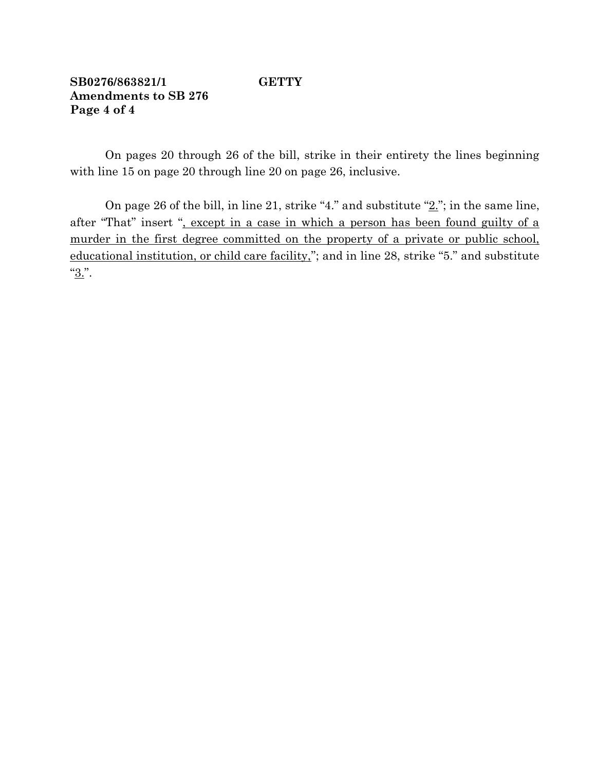On pages 20 through 26 of the bill, strike in their entirety the lines beginning with line 15 on page 20 through line 20 on page 26, inclusive.

On page 26 of the bill, in line 21, strike "4." and substitute "<u>2.</u>"; in the same line, after "That" insert "<u>, except in a case in which a person has been found guilty of a murder in the first degree committed on the property of a private or public school, educational institution, or child care facility,</u>"; and in line 28, strike "5." and substitute "<u>3.</u>".